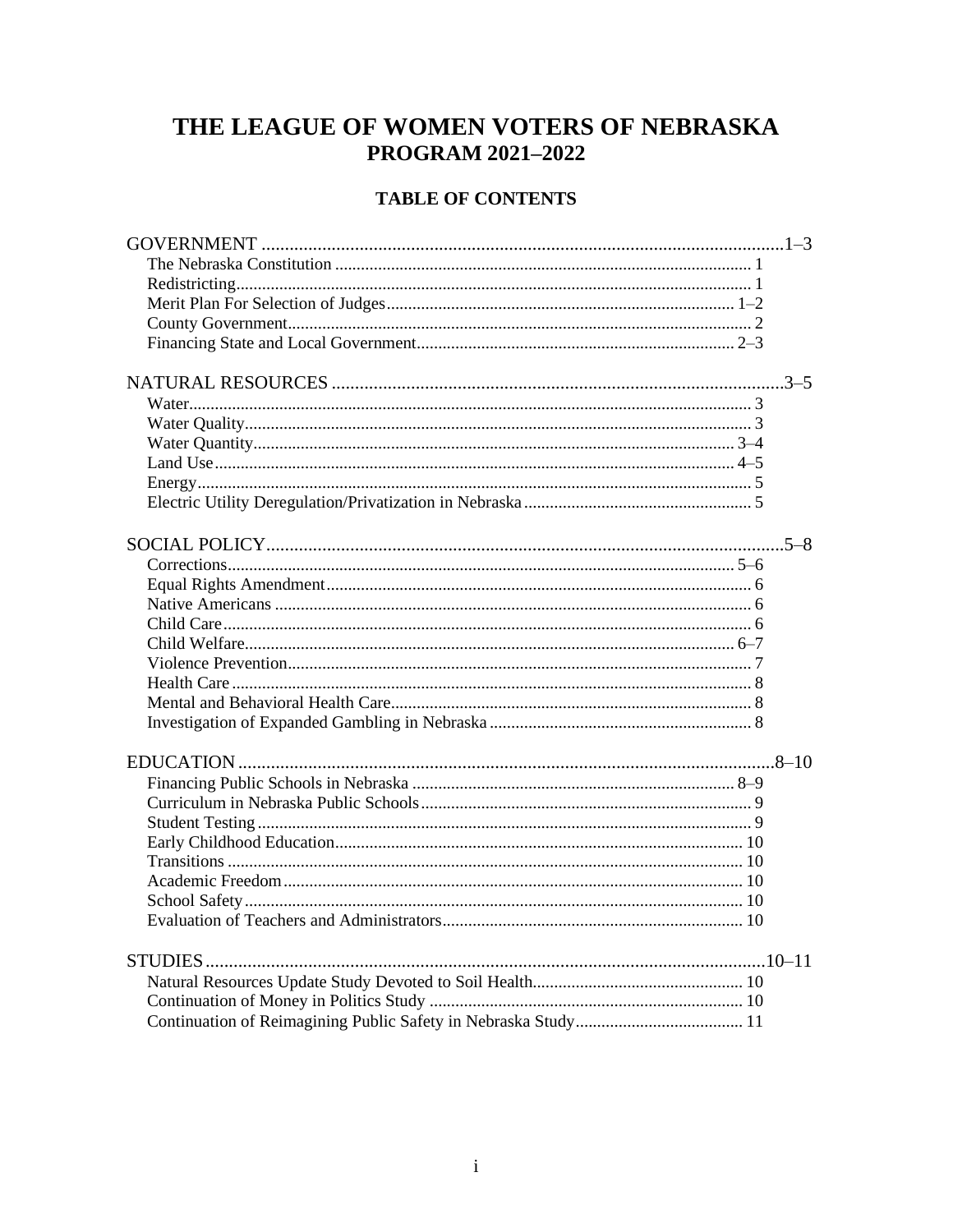# THE LEAGUE OF WOMEN VOTERS OF NEBRASKA

## PROGRAM 2021–2022

### TABLE OF CONTENTS

GOVERNMENT ....................................................................................................1–3
- The Nebraska Constitution ........................................................................ 1
- Redistricting............................................................................................ 1
- Merit Plan For Selection of Judges............................................................ 1–2
- County Government.................................................................................. 2
- Financing State and Local Government..................................................... 2–3

NATURAL RESOURCES .......................................................................................3–5
- Water........................................................................................................ 3
- Water Quality............................................................................................ 3
- Water Quantity.......................................................................................... 3–4
- Land Use................................................................................................... 4–5
- Energy...................................................................................................... 5
- Electric Utility Deregulation/Privatization in Nebraska.............................. 5

SOCIAL POLICY.....................................................................................................5–8
- Corrections............................................................................................... 5–6
- Equal Rights Amendment.......................................................................... 6
- Native Americans ..................................................................................... 6
- Child Care................................................................................................. 6
- Child Welfare............................................................................................ 6–7
- Violence Prevention.................................................................................. 7
- Health Care............................................................................................... 8
- Mental and Behavioral Health Care........................................................... 8
- Investigation of Expanded Gambling in Nebraska ...................................... 8

EDUCATION .........................................................................................................8–10
- Financing Public Schools in Nebraska ...................................................... 8–9
- Curriculum in Nebraska Public Schools...................................................... 9
- Student Testing......................................................................................... 9
- Early Childhood Education....................................................................... 10
- Transitions ............................................................................................... 10
- Academic Freedom................................................................................... 10
- School Safety............................................................................................ 10
- Evaluation of Teachers and Administrators................................................ 10

STUDIES...............................................................................................................10–11
- Natural Resources Update Study Devoted to Soil Health............................ 10
- Continuation of Money in Politics Study .................................................. 10
- Continuation of Reimagining Public Safety in Nebraska Study.................. 11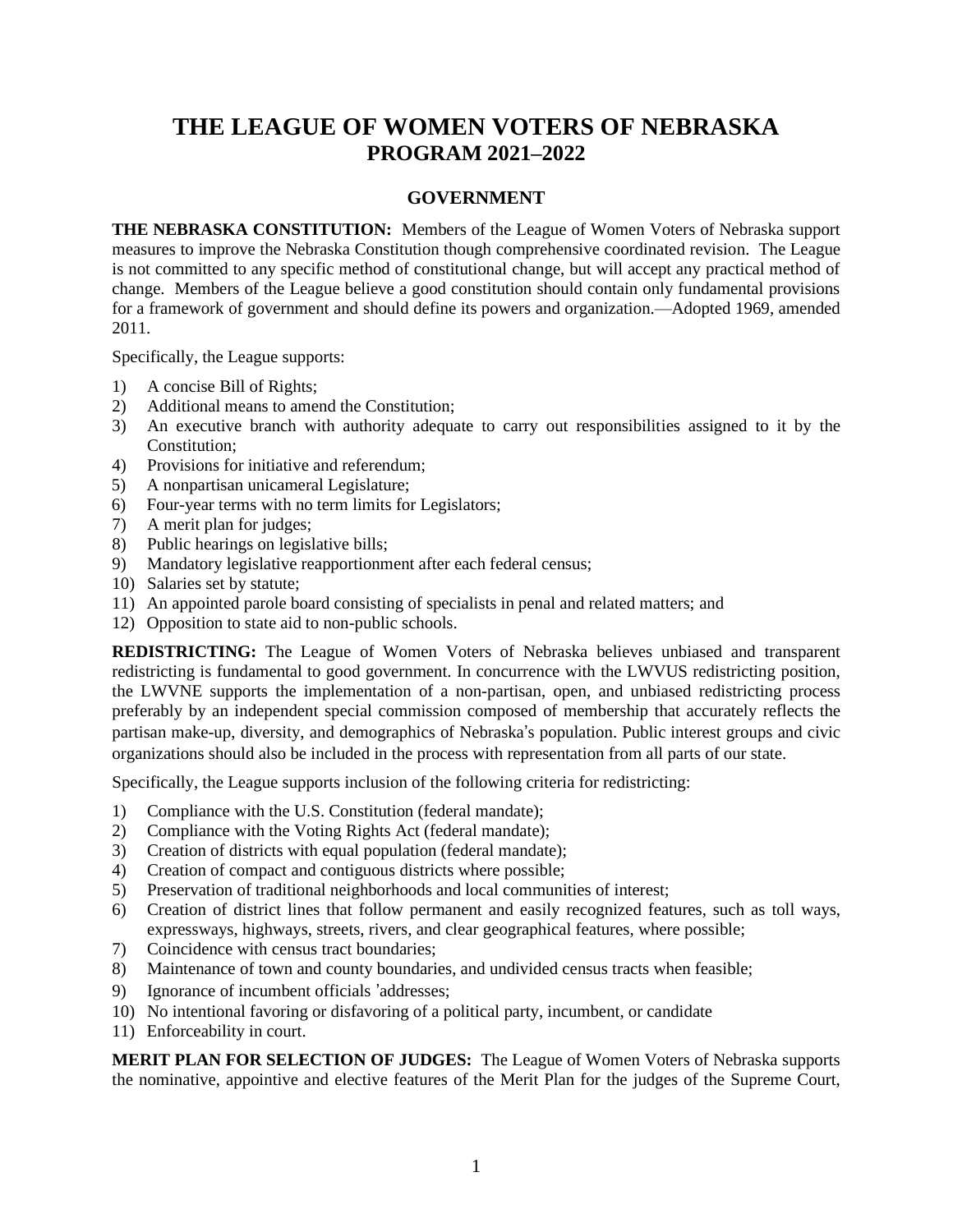# THE LEAGUE OF WOMEN VOTERS OF NEBRASKA
## PROGRAM 2021–2022

### GOVERNMENT

**THE NEBRASKA CONSTITUTION:** Members of the League of Women Voters of Nebraska support measures to improve the Nebraska Constitution though comprehensive coordinated revision. The League is not committed to any specific method of constitutional change, but will accept any practical method of change. Members of the League believe a good constitution should contain only fundamental provisions for a framework of government and should define its powers and organization.—Adopted 1969, amended 2011.

Specifically, the League supports:

1) A concise Bill of Rights;
2) Additional means to amend the Constitution;
3) An executive branch with authority adequate to carry out responsibilities assigned to it by the Constitution;
4) Provisions for initiative and referendum;
5) A nonpartisan unicameral Legislature;
6) Four-year terms with no term limits for Legislators;
7) A merit plan for judges;
8) Public hearings on legislative bills;
9) Mandatory legislative reapportionment after each federal census;
10) Salaries set by statute;
11) An appointed parole board consisting of specialists in penal and related matters; and
12) Opposition to state aid to non-public schools.

**REDISTRICTING:** The League of Women Voters of Nebraska believes unbiased and transparent redistricting is fundamental to good government. In concurrence with the LWVUS redistricting position, the LWVNE supports the implementation of a non-partisan, open, and unbiased redistricting process preferably by an independent special commission composed of membership that accurately reflects the partisan make-up, diversity, and demographics of Nebraska's population. Public interest groups and civic organizations should also be included in the process with representation from all parts of our state.

Specifically, the League supports inclusion of the following criteria for redistricting:

1) Compliance with the U.S. Constitution (federal mandate);
2) Compliance with the Voting Rights Act (federal mandate);
3) Creation of districts with equal population (federal mandate);
4) Creation of compact and contiguous districts where possible;
5) Preservation of traditional neighborhoods and local communities of interest;
6) Creation of district lines that follow permanent and easily recognized features, such as toll ways, expressways, highways, streets, rivers, and clear geographical features, where possible;
7) Coincidence with census tract boundaries;
8) Maintenance of town and county boundaries, and undivided census tracts when feasible;
9) Ignorance of incumbent officials 'addresses;
10) No intentional favoring or disfavoring of a political party, incumbent, or candidate
11) Enforceability in court.

**MERIT PLAN FOR SELECTION OF JUDGES:** The League of Women Voters of Nebraska supports the nominative, appointive and elective features of the Merit Plan for the judges of the Supreme Court,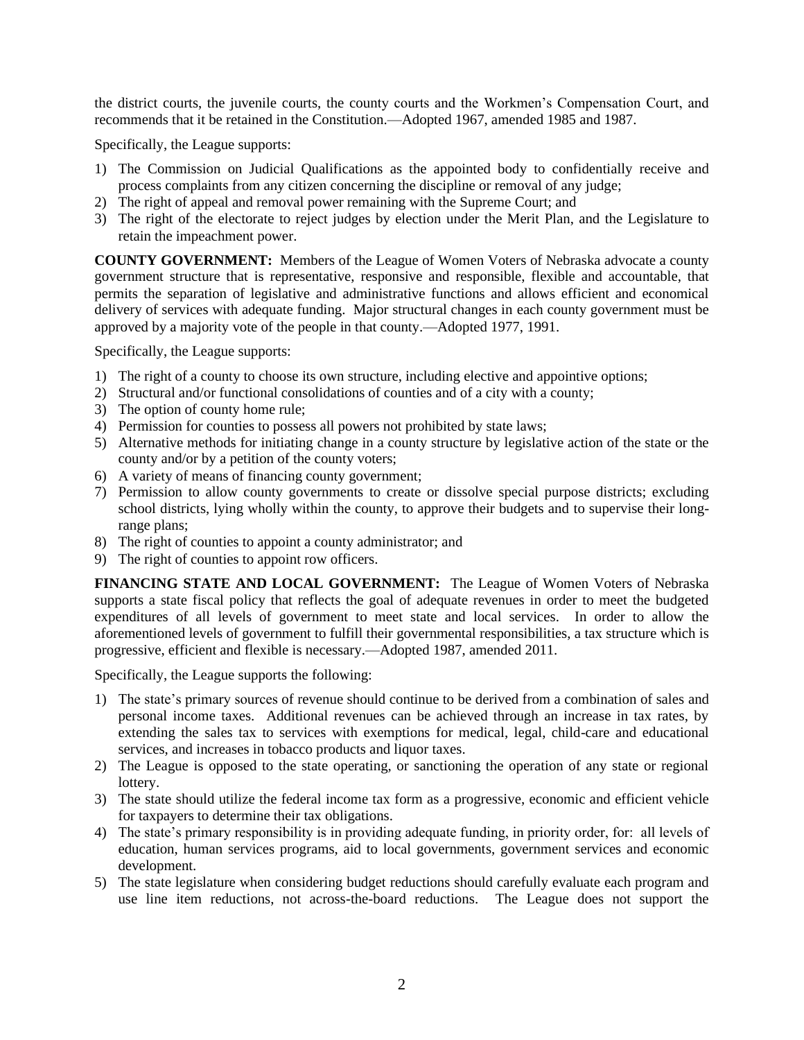the district courts, the juvenile courts, the county courts and the Workmen's Compensation Court, and recommends that it be retained in the Constitution.—Adopted 1967, amended 1985 and 1987.

Specifically, the League supports:

1) The Commission on Judicial Qualifications as the appointed body to confidentially receive and process complaints from any citizen concerning the discipline or removal of any judge;
2) The right of appeal and removal power remaining with the Supreme Court; and
3) The right of the electorate to reject judges by election under the Merit Plan, and the Legislature to retain the impeachment power.

**COUNTY GOVERNMENT:** Members of the League of Women Voters of Nebraska advocate a county government structure that is representative, responsive and responsible, flexible and accountable, that permits the separation of legislative and administrative functions and allows efficient and economical delivery of services with adequate funding. Major structural changes in each county government must be approved by a majority vote of the people in that county.—Adopted 1977, 1991.

Specifically, the League supports:

1) The right of a county to choose its own structure, including elective and appointive options;
2) Structural and/or functional consolidations of counties and of a city with a county;
3) The option of county home rule;
4) Permission for counties to possess all powers not prohibited by state laws;
5) Alternative methods for initiating change in a county structure by legislative action of the state or the county and/or by a petition of the county voters;
6) A variety of means of financing county government;
7) Permission to allow county governments to create or dissolve special purpose districts; excluding school districts, lying wholly within the county, to approve their budgets and to supervise their long-range plans;
8) The right of counties to appoint a county administrator; and
9) The right of counties to appoint row officers.

**FINANCING STATE AND LOCAL GOVERNMENT:** The League of Women Voters of Nebraska supports a state fiscal policy that reflects the goal of adequate revenues in order to meet the budgeted expenditures of all levels of government to meet state and local services. In order to allow the aforementioned levels of government to fulfill their governmental responsibilities, a tax structure which is progressive, efficient and flexible is necessary.—Adopted 1987, amended 2011.

Specifically, the League supports the following:

1) The state's primary sources of revenue should continue to be derived from a combination of sales and personal income taxes. Additional revenues can be achieved through an increase in tax rates, by extending the sales tax to services with exemptions for medical, legal, child-care and educational services, and increases in tobacco products and liquor taxes.
2) The League is opposed to the state operating, or sanctioning the operation of any state or regional lottery.
3) The state should utilize the federal income tax form as a progressive, economic and efficient vehicle for taxpayers to determine their tax obligations.
4) The state's primary responsibility is in providing adequate funding, in priority order, for: all levels of education, human services programs, aid to local governments, government services and economic development.
5) The state legislature when considering budget reductions should carefully evaluate each program and use line item reductions, not across-the-board reductions. The League does not support the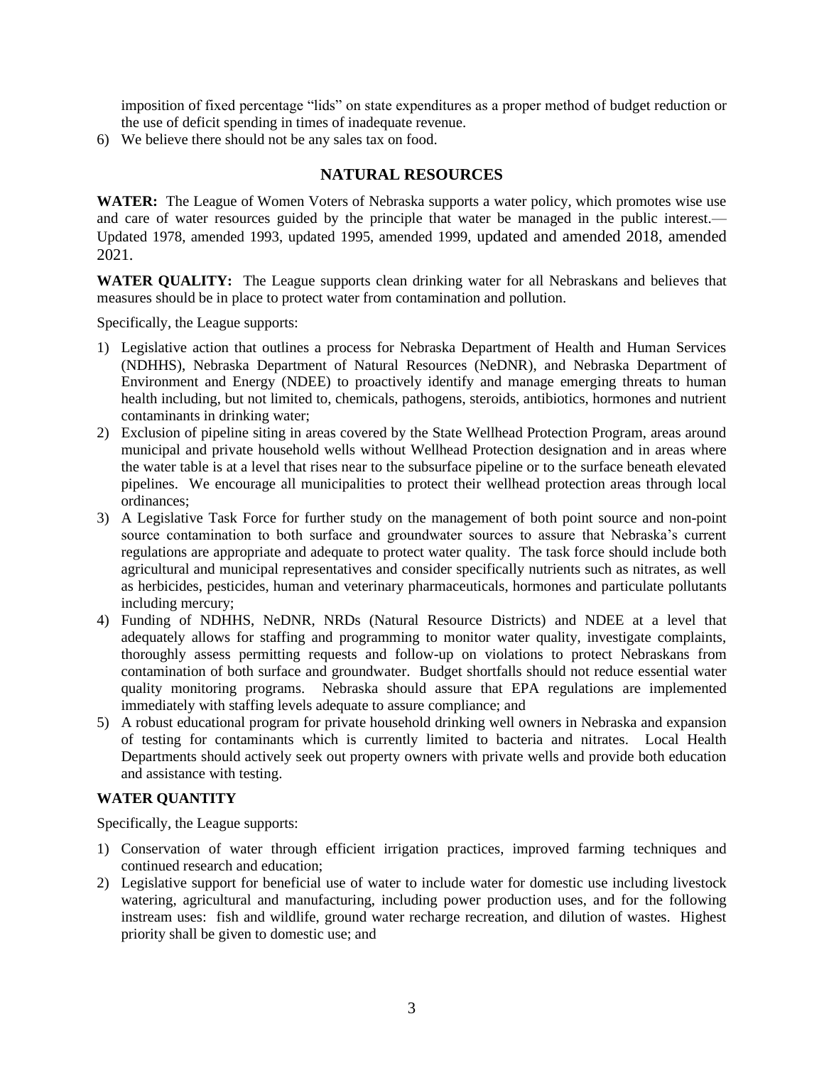imposition of fixed percentage "lids" on state expenditures as a proper method of budget reduction or the use of deficit spending in times of inadequate revenue.

6) We believe there should not be any sales tax on food.

## NATURAL RESOURCES

**WATER:** The League of Women Voters of Nebraska supports a water policy, which promotes wise use and care of water resources guided by the principle that water be managed in the public interest.—Updated 1978, amended 1993, updated 1995, amended 1999, updated and amended 2018, amended 2021.

**WATER QUALITY:** The League supports clean drinking water for all Nebraskans and believes that measures should be in place to protect water from contamination and pollution.

Specifically, the League supports:

1) Legislative action that outlines a process for Nebraska Department of Health and Human Services (NDHHS), Nebraska Department of Natural Resources (NeDNR), and Nebraska Department of Environment and Energy (NDEE) to proactively identify and manage emerging threats to human health including, but not limited to, chemicals, pathogens, steroids, antibiotics, hormones and nutrient contaminants in drinking water;
2) Exclusion of pipeline siting in areas covered by the State Wellhead Protection Program, areas around municipal and private household wells without Wellhead Protection designation and in areas where the water table is at a level that rises near to the subsurface pipeline or to the surface beneath elevated pipelines. We encourage all municipalities to protect their wellhead protection areas through local ordinances;
3) A Legislative Task Force for further study on the management of both point source and non-point source contamination to both surface and groundwater sources to assure that Nebraska's current regulations are appropriate and adequate to protect water quality. The task force should include both agricultural and municipal representatives and consider specifically nutrients such as nitrates, as well as herbicides, pesticides, human and veterinary pharmaceuticals, hormones and particulate pollutants including mercury;
4) Funding of NDHHS, NeDNR, NRDs (Natural Resource Districts) and NDEE at a level that adequately allows for staffing and programming to monitor water quality, investigate complaints, thoroughly assess permitting requests and follow-up on violations to protect Nebraskans from contamination of both surface and groundwater. Budget shortfalls should not reduce essential water quality monitoring programs. Nebraska should assure that EPA regulations are implemented immediately with staffing levels adequate to assure compliance; and
5) A robust educational program for private household drinking well owners in Nebraska and expansion of testing for contaminants which is currently limited to bacteria and nitrates. Local Health Departments should actively seek out property owners with private wells and provide both education and assistance with testing.

**WATER QUANTITY**

Specifically, the League supports:

1) Conservation of water through efficient irrigation practices, improved farming techniques and continued research and education;
2) Legislative support for beneficial use of water to include water for domestic use including livestock watering, agricultural and manufacturing, including power production uses, and for the following instream uses: fish and wildlife, ground water recharge recreation, and dilution of wastes. Highest priority shall be given to domestic use; and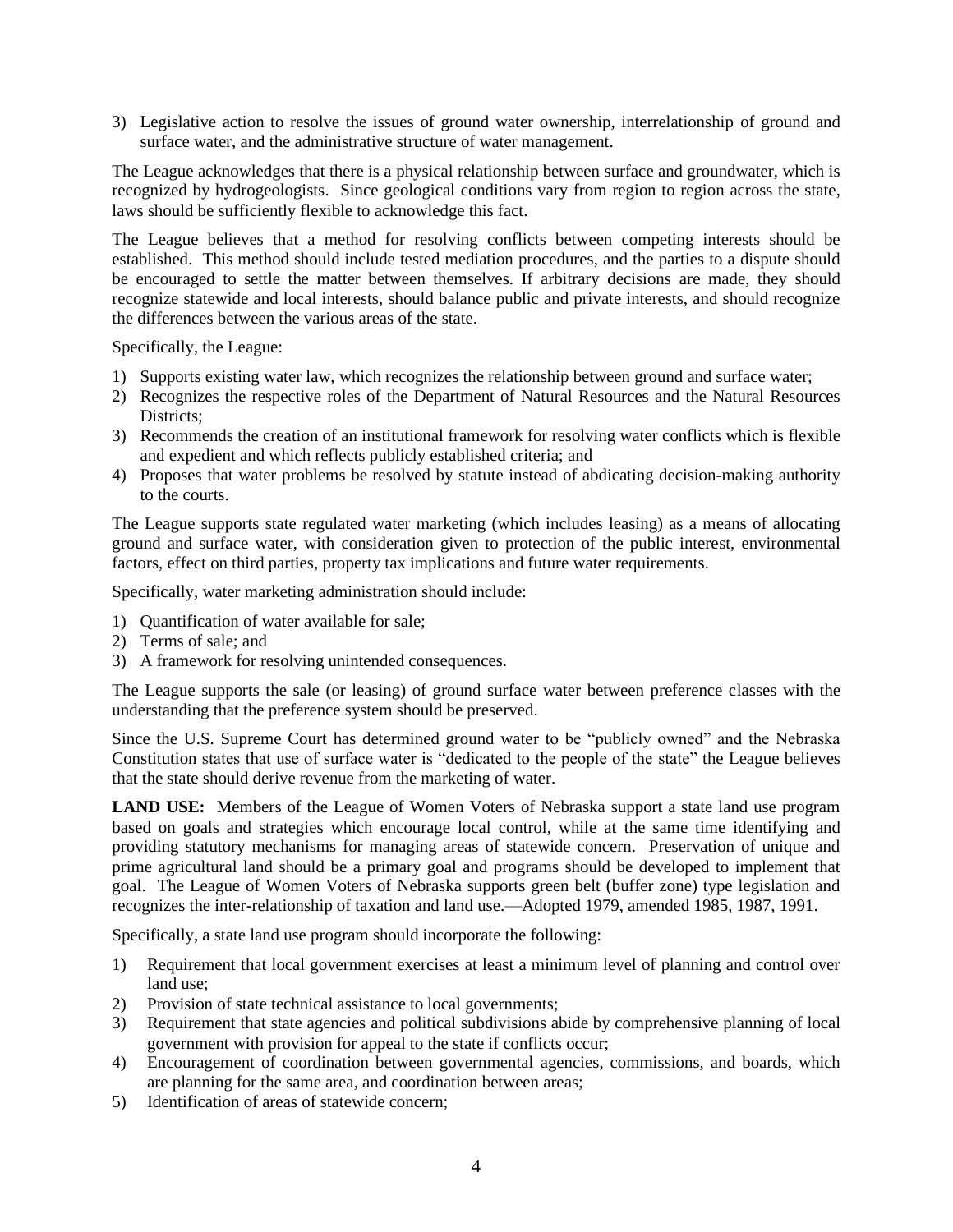3) Legislative action to resolve the issues of ground water ownership, interrelationship of ground and surface water, and the administrative structure of water management.

The League acknowledges that there is a physical relationship between surface and groundwater, which is recognized by hydrogeologists. Since geological conditions vary from region to region across the state, laws should be sufficiently flexible to acknowledge this fact.

The League believes that a method for resolving conflicts between competing interests should be established. This method should include tested mediation procedures, and the parties to a dispute should be encouraged to settle the matter between themselves. If arbitrary decisions are made, they should recognize statewide and local interests, should balance public and private interests, and should recognize the differences between the various areas of the state.

Specifically, the League:

1) Supports existing water law, which recognizes the relationship between ground and surface water;
2) Recognizes the respective roles of the Department of Natural Resources and the Natural Resources Districts;
3) Recommends the creation of an institutional framework for resolving water conflicts which is flexible and expedient and which reflects publicly established criteria; and
4) Proposes that water problems be resolved by statute instead of abdicating decision-making authority to the courts.

The League supports state regulated water marketing (which includes leasing) as a means of allocating ground and surface water, with consideration given to protection of the public interest, environmental factors, effect on third parties, property tax implications and future water requirements.

Specifically, water marketing administration should include:

1) Quantification of water available for sale;
2) Terms of sale; and
3) A framework for resolving unintended consequences.

The League supports the sale (or leasing) of ground surface water between preference classes with the understanding that the preference system should be preserved.

Since the U.S. Supreme Court has determined ground water to be "publicly owned" and the Nebraska Constitution states that use of surface water is "dedicated to the people of the state" the League believes that the state should derive revenue from the marketing of water.

**LAND USE:** Members of the League of Women Voters of Nebraska support a state land use program based on goals and strategies which encourage local control, while at the same time identifying and providing statutory mechanisms for managing areas of statewide concern. Preservation of unique and prime agricultural land should be a primary goal and programs should be developed to implement that goal. The League of Women Voters of Nebraska supports green belt (buffer zone) type legislation and recognizes the inter-relationship of taxation and land use.—Adopted 1979, amended 1985, 1987, 1991.

Specifically, a state land use program should incorporate the following:

1) Requirement that local government exercises at least a minimum level of planning and control over land use;
2) Provision of state technical assistance to local governments;
3) Requirement that state agencies and political subdivisions abide by comprehensive planning of local government with provision for appeal to the state if conflicts occur;
4) Encouragement of coordination between governmental agencies, commissions, and boards, which are planning for the same area, and coordination between areas;
5) Identification of areas of statewide concern;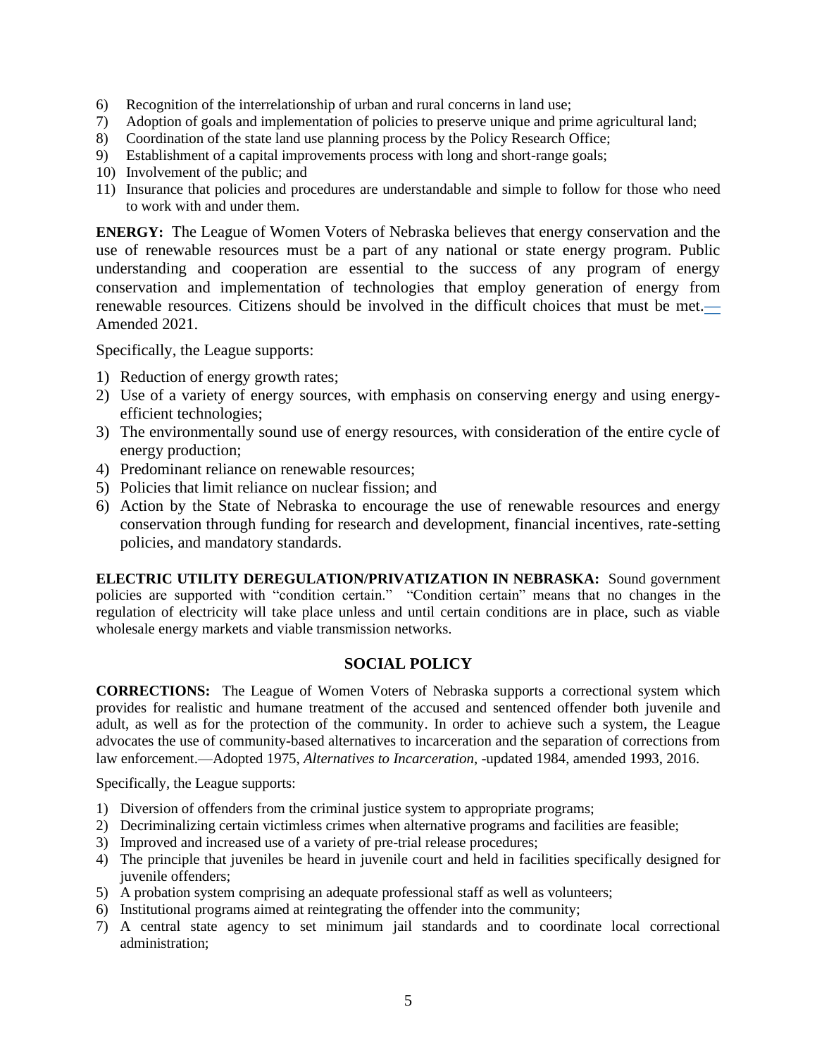6) Recognition of the interrelationship of urban and rural concerns in land use;
7) Adoption of goals and implementation of policies to preserve unique and prime agricultural land;
8) Coordination of the state land use planning process by the Policy Research Office;
9) Establishment of a capital improvements process with long and short-range goals;
10) Involvement of the public; and
11) Insurance that policies and procedures are understandable and simple to follow for those who need to work with and under them.

**ENERGY:** The League of Women Voters of Nebraska believes that energy conservation and the use of renewable resources must be a part of any national or state energy program. Public understanding and cooperation are essential to the success of any program of energy conservation and implementation of technologies that employ generation of energy from renewable resources. Citizens should be involved in the difficult choices that must be met.— Amended 2021.

Specifically, the League supports:

1) Reduction of energy growth rates;
2) Use of a variety of energy sources, with emphasis on conserving energy and using energy-efficient technologies;
3) The environmentally sound use of energy resources, with consideration of the entire cycle of energy production;
4) Predominant reliance on renewable resources;
5) Policies that limit reliance on nuclear fission; and
6) Action by the State of Nebraska to encourage the use of renewable resources and energy conservation through funding for research and development, financial incentives, rate-setting policies, and mandatory standards.

**ELECTRIC UTILITY DEREGULATION/PRIVATIZATION IN NEBRASKA:** Sound government policies are supported with "condition certain." "Condition certain" means that no changes in the regulation of electricity will take place unless and until certain conditions are in place, such as viable wholesale energy markets and viable transmission networks.

## SOCIAL POLICY

**CORRECTIONS:** The League of Women Voters of Nebraska supports a correctional system which provides for realistic and humane treatment of the accused and sentenced offender both juvenile and adult, as well as for the protection of the community. In order to achieve such a system, the League advocates the use of community-based alternatives to incarceration and the separation of corrections from law enforcement.—Adopted 1975, *Alternatives to Incarceration*, -updated 1984, amended 1993, 2016.

Specifically, the League supports:

1) Diversion of offenders from the criminal justice system to appropriate programs;
2) Decriminalizing certain victimless crimes when alternative programs and facilities are feasible;
3) Improved and increased use of a variety of pre-trial release procedures;
4) The principle that juveniles be heard in juvenile court and held in facilities specifically designed for juvenile offenders;
5) A probation system comprising an adequate professional staff as well as volunteers;
6) Institutional programs aimed at reintegrating the offender into the community;
7) A central state agency to set minimum jail standards and to coordinate local correctional administration;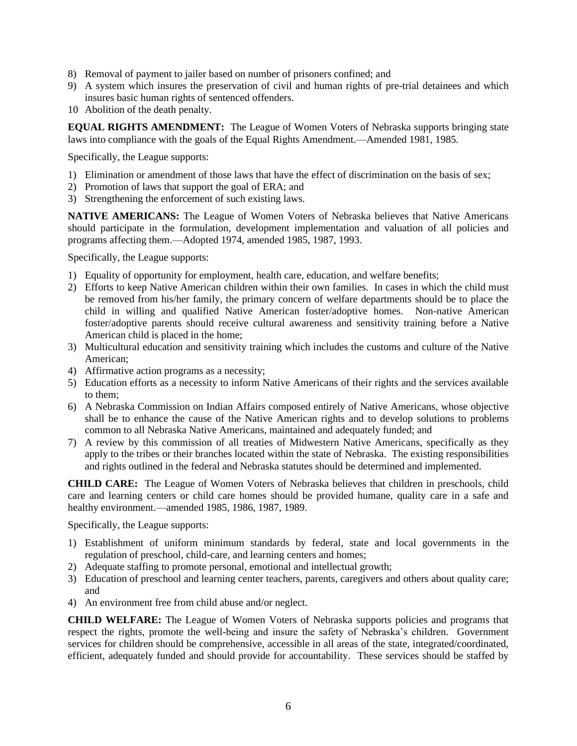8) Removal of payment to jailer based on number of prisoners confined; and
9) A system which insures the preservation of civil and human rights of pre-trial detainees and which insures basic human rights of sentenced offenders.
10 Abolition of the death penalty.

**EQUAL RIGHTS AMENDMENT:** The League of Women Voters of Nebraska supports bringing state laws into compliance with the goals of the Equal Rights Amendment.—Amended 1981, 1985.

Specifically, the League supports:

1) Elimination or amendment of those laws that have the effect of discrimination on the basis of sex;
2) Promotion of laws that support the goal of ERA; and
3) Strengthening the enforcement of such existing laws.

**NATIVE AMERICANS:** The League of Women Voters of Nebraska believes that Native Americans should participate in the formulation, development implementation and valuation of all policies and programs affecting them.—Adopted 1974, amended 1985, 1987, 1993.

Specifically, the League supports:

1) Equality of opportunity for employment, health care, education, and welfare benefits;
2) Efforts to keep Native American children within their own families. In cases in which the child must be removed from his/her family, the primary concern of welfare departments should be to place the child in willing and qualified Native American foster/adoptive homes. Non-native American foster/adoptive parents should receive cultural awareness and sensitivity training before a Native American child is placed in the home;
3) Multicultural education and sensitivity training which includes the customs and culture of the Native American;
4) Affirmative action programs as a necessity;
5) Education efforts as a necessity to inform Native Americans of their rights and the services available to them;
6) A Nebraska Commission on Indian Affairs composed entirely of Native Americans, whose objective shall be to enhance the cause of the Native American rights and to develop solutions to problems common to all Nebraska Native Americans, maintained and adequately funded; and
7) A review by this commission of all treaties of Midwestern Native Americans, specifically as they apply to the tribes or their branches located within the state of Nebraska. The existing responsibilities and rights outlined in the federal and Nebraska statutes should be determined and implemented.

**CHILD CARE:** The League of Women Voters of Nebraska believes that children in preschools, child care and learning centers or child care homes should be provided humane, quality care in a safe and healthy environment.—amended 1985, 1986, 1987, 1989.

Specifically, the League supports:

1) Establishment of uniform minimum standards by federal, state and local governments in the regulation of preschool, child-care, and learning centers and homes;
2) Adequate staffing to promote personal, emotional and intellectual growth;
3) Education of preschool and learning center teachers, parents, caregivers and others about quality care; and
4) An environment free from child abuse and/or neglect.

**CHILD WELFARE:** The League of Women Voters of Nebraska supports policies and programs that respect the rights, promote the well-being and insure the safety of Nebraska's children. Government services for children should be comprehensive, accessible in all areas of the state, integrated/coordinated, efficient, adequately funded and should provide for accountability. These services should be staffed by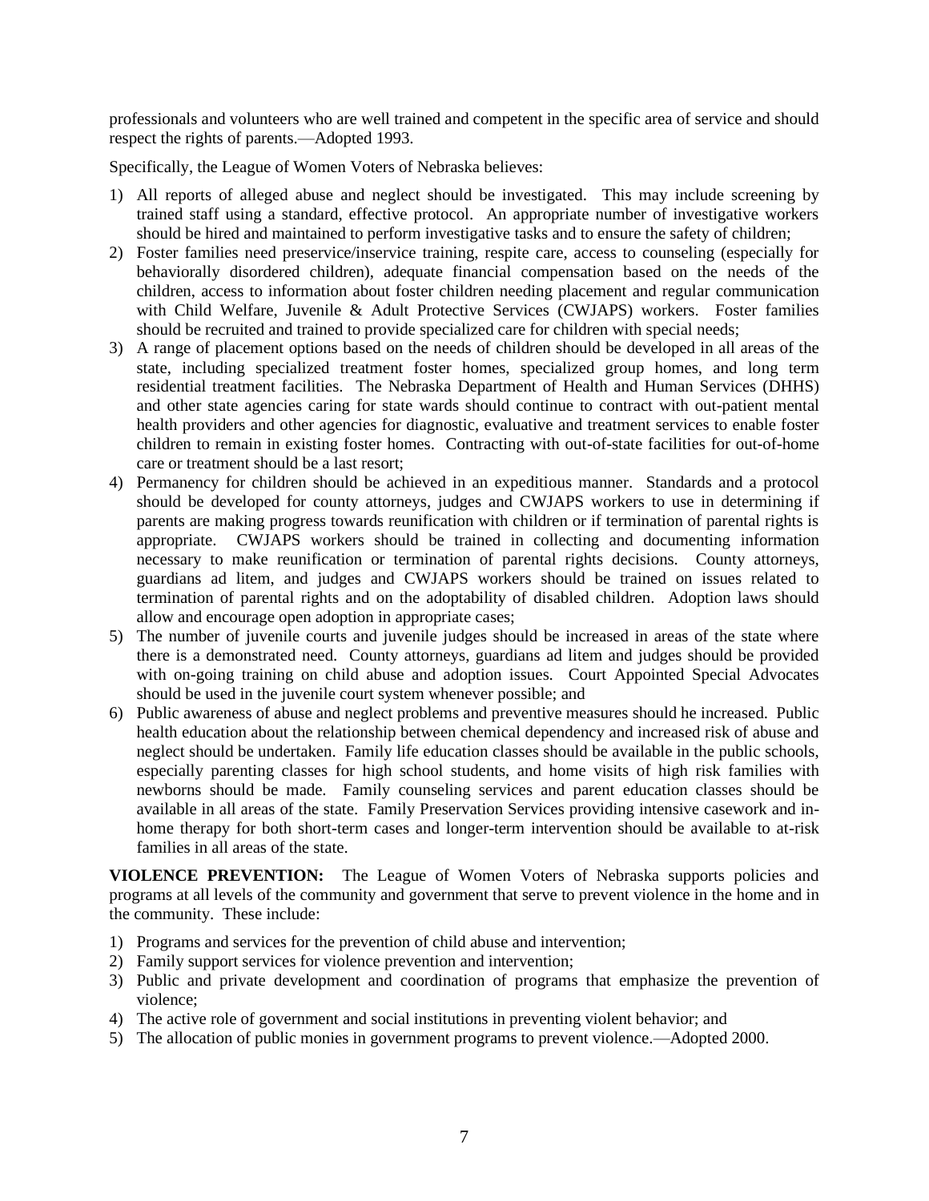professionals and volunteers who are well trained and competent in the specific area of service and should respect the rights of parents.—Adopted 1993.

Specifically, the League of Women Voters of Nebraska believes:

1) All reports of alleged abuse and neglect should be investigated. This may include screening by trained staff using a standard, effective protocol. An appropriate number of investigative workers should be hired and maintained to perform investigative tasks and to ensure the safety of children;
2) Foster families need preservice/inservice training, respite care, access to counseling (especially for behaviorally disordered children), adequate financial compensation based on the needs of the children, access to information about foster children needing placement and regular communication with Child Welfare, Juvenile & Adult Protective Services (CWJAPS) workers. Foster families should be recruited and trained to provide specialized care for children with special needs;
3) A range of placement options based on the needs of children should be developed in all areas of the state, including specialized treatment foster homes, specialized group homes, and long term residential treatment facilities. The Nebraska Department of Health and Human Services (DHHS) and other state agencies caring for state wards should continue to contract with out-patient mental health providers and other agencies for diagnostic, evaluative and treatment services to enable foster children to remain in existing foster homes. Contracting with out-of-state facilities for out-of-home care or treatment should be a last resort;
4) Permanency for children should be achieved in an expeditious manner. Standards and a protocol should be developed for county attorneys, judges and CWJAPS workers to use in determining if parents are making progress towards reunification with children or if termination of parental rights is appropriate. CWJAPS workers should be trained in collecting and documenting information necessary to make reunification or termination of parental rights decisions. County attorneys, guardians ad litem, and judges and CWJAPS workers should be trained on issues related to termination of parental rights and on the adoptability of disabled children. Adoption laws should allow and encourage open adoption in appropriate cases;
5) The number of juvenile courts and juvenile judges should be increased in areas of the state where there is a demonstrated need. County attorneys, guardians ad litem and judges should be provided with on-going training on child abuse and adoption issues. Court Appointed Special Advocates should be used in the juvenile court system whenever possible; and
6) Public awareness of abuse and neglect problems and preventive measures should he increased. Public health education about the relationship between chemical dependency and increased risk of abuse and neglect should be undertaken. Family life education classes should be available in the public schools, especially parenting classes for high school students, and home visits of high risk families with newborns should be made. Family counseling services and parent education classes should be available in all areas of the state. Family Preservation Services providing intensive casework and in-home therapy for both short-term cases and longer-term intervention should be available to at-risk families in all areas of the state.

**VIOLENCE PREVENTION:** The League of Women Voters of Nebraska supports policies and programs at all levels of the community and government that serve to prevent violence in the home and in the community. These include:

1) Programs and services for the prevention of child abuse and intervention;
2) Family support services for violence prevention and intervention;
3) Public and private development and coordination of programs that emphasize the prevention of violence;
4) The active role of government and social institutions in preventing violent behavior; and
5) The allocation of public monies in government programs to prevent violence.—Adopted 2000.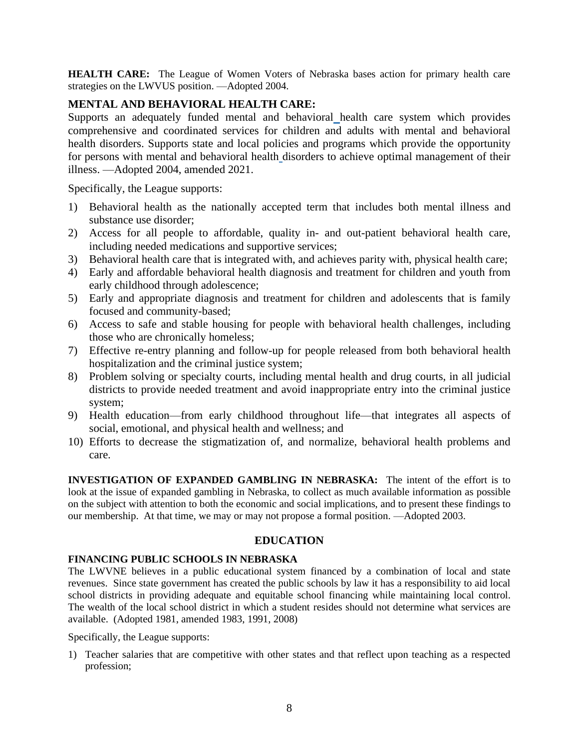**HEALTH CARE:** The League of Women Voters of Nebraska bases action for primary health care strategies on the LWVUS position. —Adopted 2004.

### MENTAL AND BEHAVIORAL HEALTH CARE:

Supports an adequately funded mental and behavioral health care system which provides comprehensive and coordinated services for children and adults with mental and behavioral health disorders. Supports state and local policies and programs which provide the opportunity for persons with mental and behavioral health disorders to achieve optimal management of their illness. —Adopted 2004, amended 2021.

Specifically, the League supports:

1) Behavioral health as the nationally accepted term that includes both mental illness and substance use disorder;
2) Access for all people to affordable, quality in- and out-patient behavioral health care, including needed medications and supportive services;
3) Behavioral health care that is integrated with, and achieves parity with, physical health care;
4) Early and affordable behavioral health diagnosis and treatment for children and youth from early childhood through adolescence;
5) Early and appropriate diagnosis and treatment for children and adolescents that is family focused and community-based;
6) Access to safe and stable housing for people with behavioral health challenges, including those who are chronically homeless;
7) Effective re-entry planning and follow-up for people released from both behavioral health hospitalization and the criminal justice system;
8) Problem solving or specialty courts, including mental health and drug courts, in all judicial districts to provide needed treatment and avoid inappropriate entry into the criminal justice system;
9) Health education—from early childhood throughout life—that integrates all aspects of social, emotional, and physical health and wellness; and
10) Efforts to decrease the stigmatization of, and normalize, behavioral health problems and care.

**INVESTIGATION OF EXPANDED GAMBLING IN NEBRASKA:** The intent of the effort is to look at the issue of expanded gambling in Nebraska, to collect as much available information as possible on the subject with attention to both the economic and social implications, and to present these findings to our membership. At that time, we may or may not propose a formal position. —Adopted 2003.

## EDUCATION

### FINANCING PUBLIC SCHOOLS IN NEBRASKA

The LWVNE believes in a public educational system financed by a combination of local and state revenues. Since state government has created the public schools by law it has a responsibility to aid local school districts in providing adequate and equitable school financing while maintaining local control. The wealth of the local school district in which a student resides should not determine what services are available. (Adopted 1981, amended 1983, 1991, 2008)

Specifically, the League supports:

1) Teacher salaries that are competitive with other states and that reflect upon teaching as a respected profession;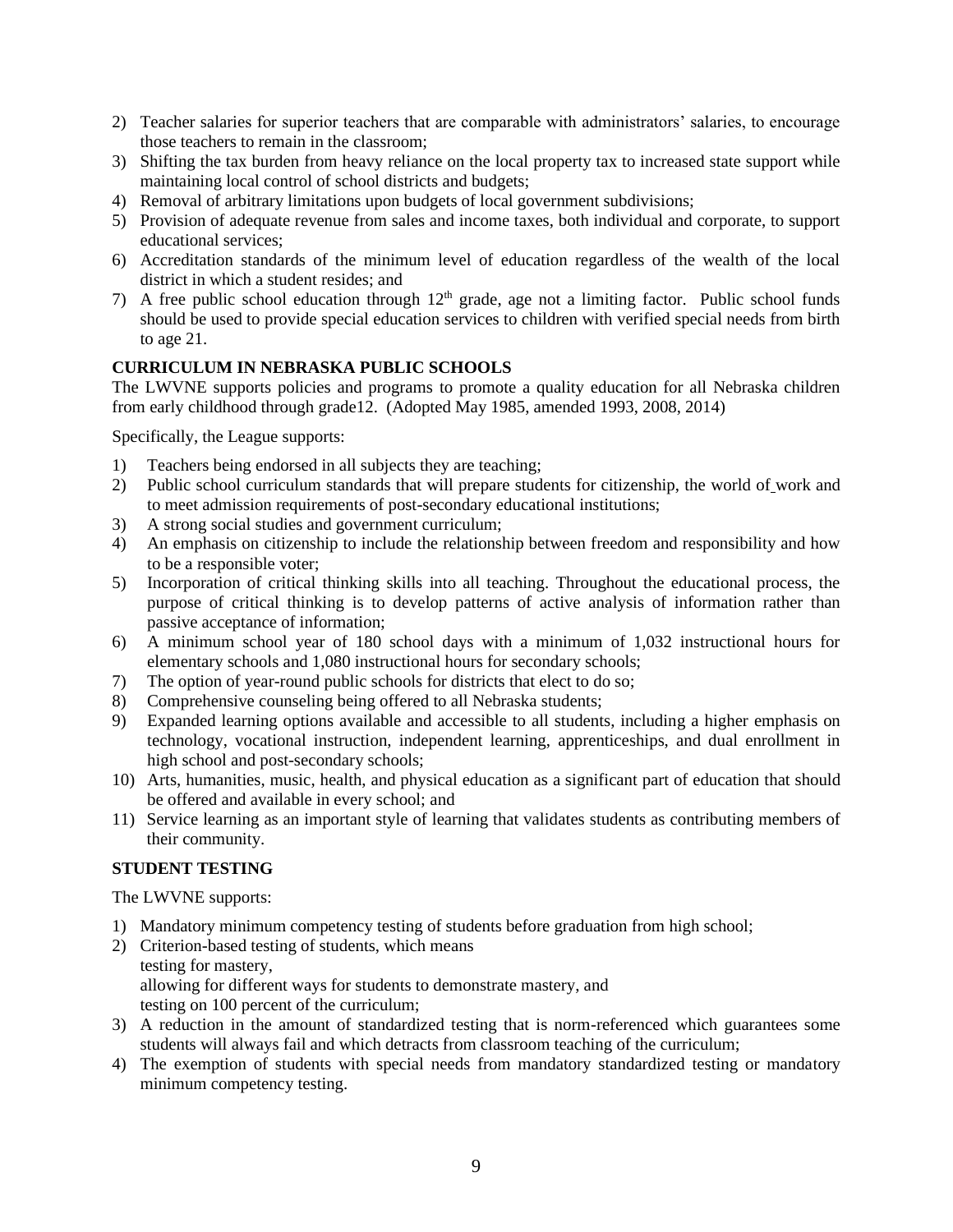2) Teacher salaries for superior teachers that are comparable with administrators' salaries, to encourage those teachers to remain in the classroom;
3) Shifting the tax burden from heavy reliance on the local property tax to increased state support while maintaining local control of school districts and budgets;
4) Removal of arbitrary limitations upon budgets of local government subdivisions;
5) Provision of adequate revenue from sales and income taxes, both individual and corporate, to support educational services;
6) Accreditation standards of the minimum level of education regardless of the wealth of the local district in which a student resides; and
7) A free public school education through 12th grade, age not a limiting factor. Public school funds should be used to provide special education services to children with verified special needs from birth to age 21.

**CURRICULUM IN NEBRASKA PUBLIC SCHOOLS**

The LWVNE supports policies and programs to promote a quality education for all Nebraska children from early childhood through grade12. (Adopted May 1985, amended 1993, 2008, 2014)

Specifically, the League supports:

1) Teachers being endorsed in all subjects they are teaching;
2) Public school curriculum standards that will prepare students for citizenship, the world of work and to meet admission requirements of post-secondary educational institutions;
3) A strong social studies and government curriculum;
4) An emphasis on citizenship to include the relationship between freedom and responsibility and how to be a responsible voter;
5) Incorporation of critical thinking skills into all teaching. Throughout the educational process, the purpose of critical thinking is to develop patterns of active analysis of information rather than passive acceptance of information;
6) A minimum school year of 180 school days with a minimum of 1,032 instructional hours for elementary schools and 1,080 instructional hours for secondary schools;
7) The option of year-round public schools for districts that elect to do so;
8) Comprehensive counseling being offered to all Nebraska students;
9) Expanded learning options available and accessible to all students, including a higher emphasis on technology, vocational instruction, independent learning, apprenticeships, and dual enrollment in high school and post-secondary schools;
10) Arts, humanities, music, health, and physical education as a significant part of education that should be offered and available in every school; and
11) Service learning as an important style of learning that validates students as contributing members of their community.

**STUDENT TESTING**

The LWVNE supports:

1) Mandatory minimum competency testing of students before graduation from high school;
2) Criterion-based testing of students, which means
   testing for mastery,
   allowing for different ways for students to demonstrate mastery, and
   testing on 100 percent of the curriculum;
3) A reduction in the amount of standardized testing that is norm-referenced which guarantees some students will always fail and which detracts from classroom teaching of the curriculum;
4) The exemption of students with special needs from mandatory standardized testing or mandatory minimum competency testing.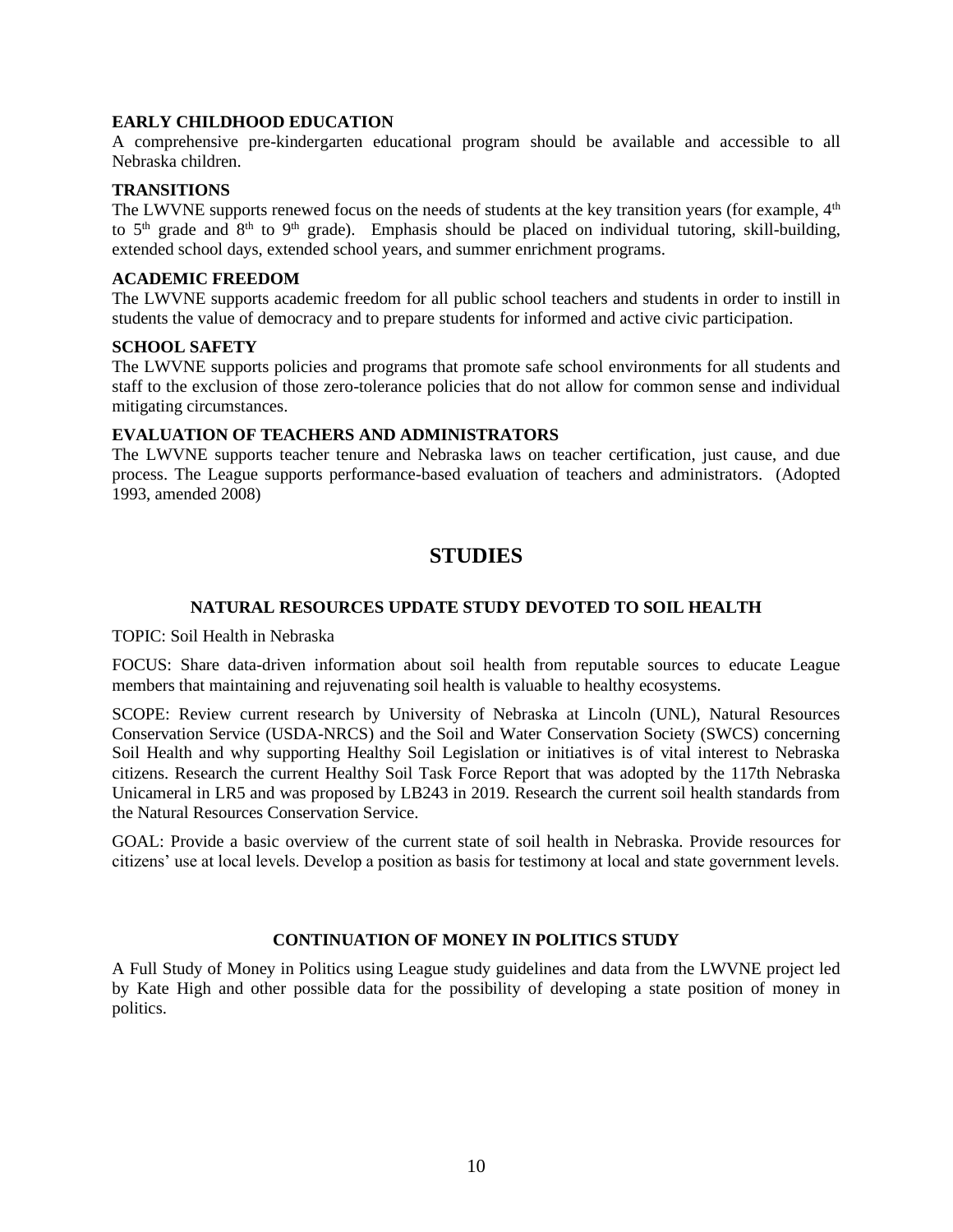**EARLY CHILDHOOD EDUCATION**

A comprehensive pre-kindergarten educational program should be available and accessible to all Nebraska children.

**TRANSITIONS**

The LWVNE supports renewed focus on the needs of students at the key transition years (for example, 4th to 5th grade and 8th to 9th grade). Emphasis should be placed on individual tutoring, skill-building, extended school days, extended school years, and summer enrichment programs.

**ACADEMIC FREEDOM**

The LWVNE supports academic freedom for all public school teachers and students in order to instill in students the value of democracy and to prepare students for informed and active civic participation.

**SCHOOL SAFETY**

The LWVNE supports policies and programs that promote safe school environments for all students and staff to the exclusion of those zero-tolerance policies that do not allow for common sense and individual mitigating circumstances.

**EVALUATION OF TEACHERS AND ADMINISTRATORS**

The LWVNE supports teacher tenure and Nebraska laws on teacher certification, just cause, and due process. The League supports performance-based evaluation of teachers and administrators. (Adopted 1993, amended 2008)

# STUDIES

### NATURAL RESOURCES UPDATE STUDY DEVOTED TO SOIL HEALTH

TOPIC: Soil Health in Nebraska

FOCUS: Share data-driven information about soil health from reputable sources to educate League members that maintaining and rejuvenating soil health is valuable to healthy ecosystems.

SCOPE: Review current research by University of Nebraska at Lincoln (UNL), Natural Resources Conservation Service (USDA-NRCS) and the Soil and Water Conservation Society (SWCS) concerning Soil Health and why supporting Healthy Soil Legislation or initiatives is of vital interest to Nebraska citizens. Research the current Healthy Soil Task Force Report that was adopted by the 117th Nebraska Unicameral in LR5 and was proposed by LB243 in 2019. Research the current soil health standards from the Natural Resources Conservation Service.

GOAL: Provide a basic overview of the current state of soil health in Nebraska. Provide resources for citizens' use at local levels. Develop a position as basis for testimony at local and state government levels.

### CONTINUATION OF MONEY IN POLITICS STUDY

A Full Study of Money in Politics using League study guidelines and data from the LWVNE project led by Kate High and other possible data for the possibility of developing a state position of money in politics.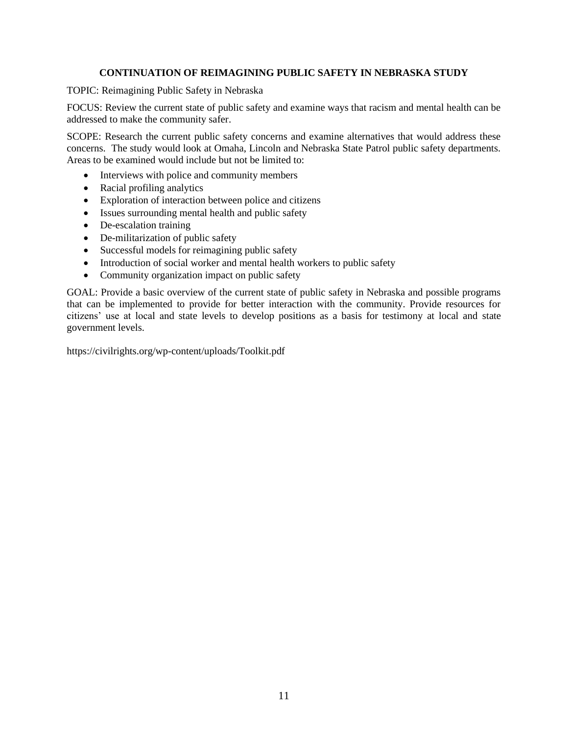## CONTINUATION OF REIMAGINING PUBLIC SAFETY IN NEBRASKA STUDY

TOPIC: Reimagining Public Safety in Nebraska

FOCUS: Review the current state of public safety and examine ways that racism and mental health can be addressed to make the community safer.

SCOPE: Research the current public safety concerns and examine alternatives that would address these concerns. The study would look at Omaha, Lincoln and Nebraska State Patrol public safety departments. Areas to be examined would include but not be limited to:

- Interviews with police and community members
- Racial profiling analytics
- Exploration of interaction between police and citizens
- Issues surrounding mental health and public safety
- De-escalation training
- De-militarization of public safety
- Successful models for reimagining public safety
- Introduction of social worker and mental health workers to public safety
- Community organization impact on public safety

GOAL: Provide a basic overview of the current state of public safety in Nebraska and possible programs that can be implemented to provide for better interaction with the community. Provide resources for citizens' use at local and state levels to develop positions as a basis for testimony at local and state government levels.

https://civilrights.org/wp-content/uploads/Toolkit.pdf